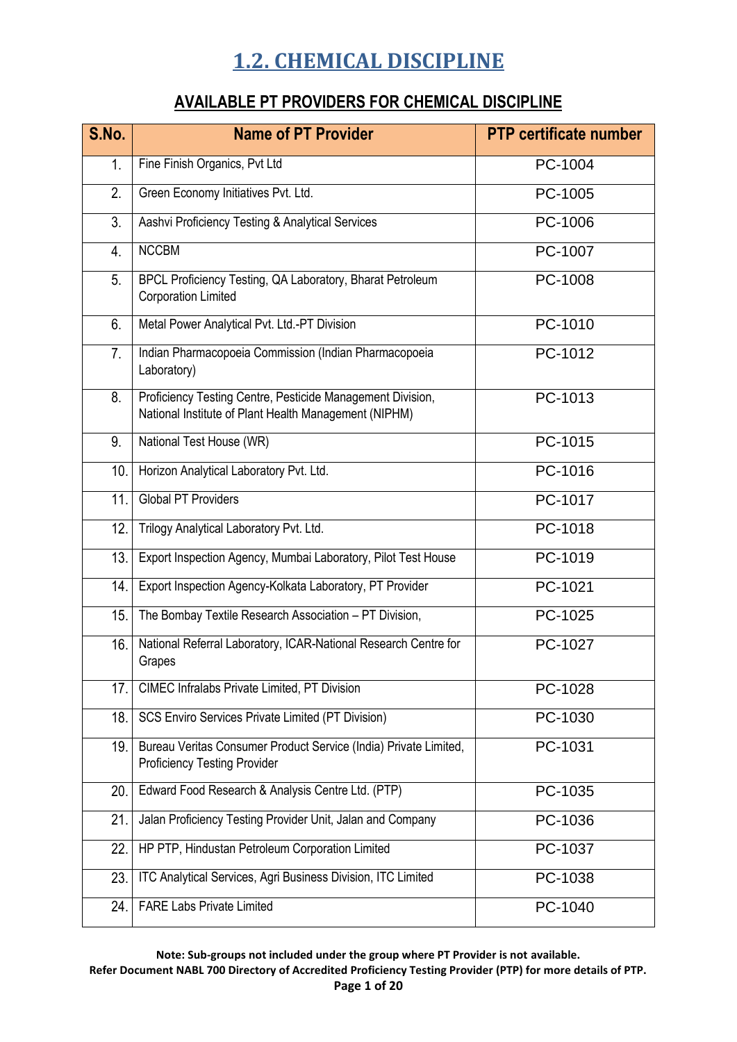# 1.2. CHEMICAL DISCIPLINE

## AVAILABLE PT PROVIDERS FOR CHEMICAL DISCIPLINE

| S.No. | Name of PT Provider | PTP certificate number |
|---|---|---|
| 1. | Fine Finish Organics, Pvt Ltd | PC-1004 |
| 2. | Green Economy Initiatives Pvt. Ltd. | PC-1005 |
| 3. | Aashvi Proficiency Testing & Analytical Services | PC-1006 |
| 4. | NCCBM | PC-1007 |
| 5. | BPCL Proficiency Testing, QA Laboratory, Bharat Petroleum Corporation Limited | PC-1008 |
| 6. | Metal Power Analytical Pvt. Ltd.-PT Division | PC-1010 |
| 7. | Indian Pharmacopoeia Commission (Indian Pharmacopoeia Laboratory) | PC-1012 |
| 8. | Proficiency Testing Centre, Pesticide Management Division, National Institute of Plant Health Management (NIPHM) | PC-1013 |
| 9. | National Test House (WR) | PC-1015 |
| 10. | Horizon Analytical Laboratory Pvt. Ltd. | PC-1016 |
| 11. | Global PT Providers | PC-1017 |
| 12. | Trilogy Analytical Laboratory Pvt. Ltd. | PC-1018 |
| 13. | Export Inspection Agency, Mumbai Laboratory, Pilot Test House | PC-1019 |
| 14. | Export Inspection Agency-Kolkata Laboratory, PT Provider | PC-1021 |
| 15. | The Bombay Textile Research Association – PT Division, | PC-1025 |
| 16. | National Referral Laboratory, ICAR-National Research Centre for Grapes | PC-1027 |
| 17. | CIMEC Infralabs Private Limited, PT Division | PC-1028 |
| 18. | SCS Enviro Services Private Limited (PT Division) | PC-1030 |
| 19. | Bureau Veritas Consumer Product Service (India) Private Limited, Proficiency Testing Provider | PC-1031 |
| 20. | Edward Food Research & Analysis Centre Ltd. (PTP) | PC-1035 |
| 21. | Jalan Proficiency Testing Provider Unit, Jalan and Company | PC-1036 |
| 22. | HP PTP, Hindustan Petroleum Corporation Limited | PC-1037 |
| 23. | ITC Analytical Services, Agri Business Division, ITC Limited | PC-1038 |
| 24. | FARE Labs Private Limited | PC-1040 |

**Note: Sub-groups not included under the group where PT Provider is not available.**
**Refer Document NABL 700 Directory of Accredited Proficiency Testing Provider (PTP) for more details of PTP.**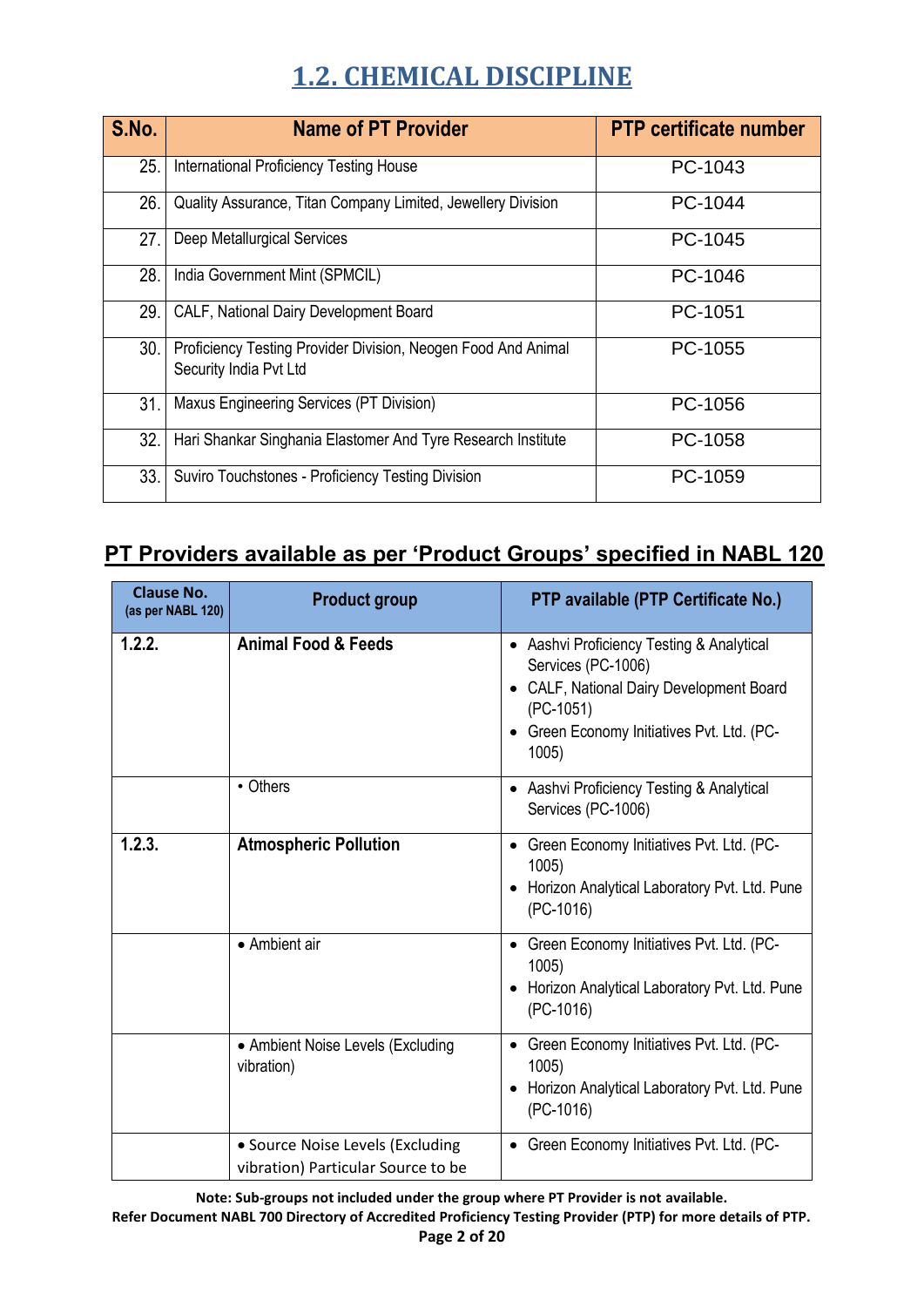# 1.2. CHEMICAL DISCIPLINE

| S.No. | Name of PT Provider | PTP certificate number |
|---|---|---|
| 25. | International Proficiency Testing House | PC-1043 |
| 26. | Quality Assurance, Titan Company Limited, Jewellery Division | PC-1044 |
| 27. | Deep Metallurgical Services | PC-1045 |
| 28. | India Government Mint (SPMCIL) | PC-1046 |
| 29. | CALF, National Dairy Development Board | PC-1051 |
| 30. | Proficiency Testing Provider Division, Neogen Food And Animal Security India Pvt Ltd | PC-1055 |
| 31. | Maxus Engineering Services (PT Division) | PC-1056 |
| 32. | Hari Shankar Singhania Elastomer And Tyre Research Institute | PC-1058 |
| 33. | Suviro Touchstones - Proficiency Testing Division | PC-1059 |

## PT Providers available as per 'Product Groups' specified in NABL 120

| Clause No. (as per NABL 120) | Product group | PTP available (PTP Certificate No.) |
|---|---|---|
| **1.2.2.** | **Animal Food & Feeds** | • Aashvi Proficiency Testing & Analytical Services (PC-1006)<br>• CALF, National Dairy Development Board (PC-1051)<br>• Green Economy Initiatives Pvt. Ltd. (PC-1005) |
| | • Others | • Aashvi Proficiency Testing & Analytical Services (PC-1006) |
| **1.2.3.** | **Atmospheric Pollution** | • Green Economy Initiatives Pvt. Ltd. (PC-1005)<br>• Horizon Analytical Laboratory Pvt. Ltd. Pune (PC-1016) |
| | • Ambient air | • Green Economy Initiatives Pvt. Ltd. (PC-1005)<br>• Horizon Analytical Laboratory Pvt. Ltd. Pune (PC-1016) |
| | • Ambient Noise Levels (Excluding vibration) | • Green Economy Initiatives Pvt. Ltd. (PC-1005)<br>• Horizon Analytical Laboratory Pvt. Ltd. Pune (PC-1016) |
| | • Source Noise Levels (Excluding vibration) Particular Source to be | • Green Economy Initiatives Pvt. Ltd. (PC- |

**Note: Sub-groups not included under the group where PT Provider is not available.**
**Refer Document NABL 700 Directory of Accredited Proficiency Testing Provider (PTP) for more details of PTP.**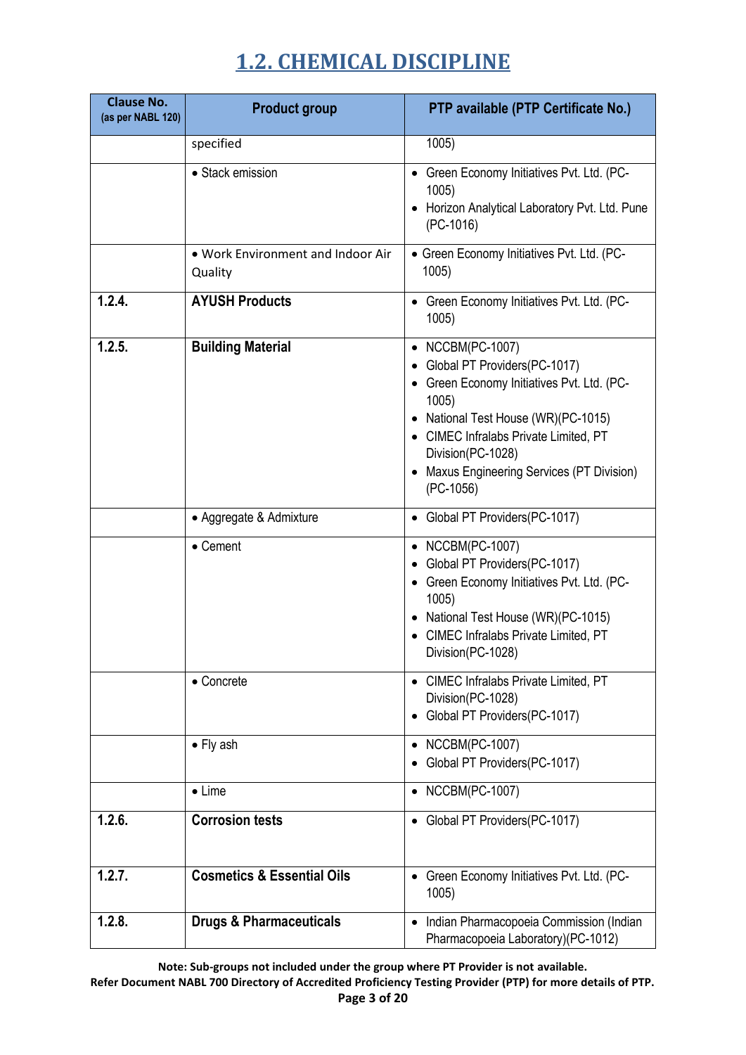# 1.2. CHEMICAL DISCIPLINE

| Clause No. (as per NABL 120) | Product group | PTP available (PTP Certificate No.) |
|---|---|---|
| | specified | 1005) |
| | • Stack emission | • Green Economy Initiatives Pvt. Ltd. (PC-1005)<br>• Horizon Analytical Laboratory Pvt. Ltd. Pune (PC-1016) |
| | • Work Environment and Indoor Air Quality | • Green Economy Initiatives Pvt. Ltd. (PC-1005) |
| **1.2.4.** | **AYUSH Products** | • Green Economy Initiatives Pvt. Ltd. (PC-1005) |
| **1.2.5.** | **Building Material** | • NCCBM(PC-1007)<br>• Global PT Providers(PC-1017)<br>• Green Economy Initiatives Pvt. Ltd. (PC-1005)<br>• National Test House (WR)(PC-1015)<br>• CIMEC Infralabs Private Limited, PT Division(PC-1028)<br>• Maxus Engineering Services (PT Division) (PC-1056) |
| | • Aggregate & Admixture | • Global PT Providers(PC-1017) |
| | • Cement | • NCCBM(PC-1007)<br>• Global PT Providers(PC-1017)<br>• Green Economy Initiatives Pvt. Ltd. (PC-1005)<br>• National Test House (WR)(PC-1015)<br>• CIMEC Infralabs Private Limited, PT Division(PC-1028) |
| | • Concrete | • CIMEC Infralabs Private Limited, PT Division(PC-1028)<br>• Global PT Providers(PC-1017) |
| | • Fly ash | • NCCBM(PC-1007)<br>• Global PT Providers(PC-1017) |
| | • Lime | • NCCBM(PC-1007) |
| **1.2.6.** | **Corrosion tests** | • Global PT Providers(PC-1017) |
| **1.2.7.** | **Cosmetics & Essential Oils** | • Green Economy Initiatives Pvt. Ltd. (PC-1005) |
| **1.2.8.** | **Drugs & Pharmaceuticals** | • Indian Pharmacopoeia Commission (Indian Pharmacopoeia Laboratory)(PC-1012) |

**Note: Sub-groups not included under the group where PT Provider is not available.**
**Refer Document NABL 700 Directory of Accredited Proficiency Testing Provider (PTP) for more details of PTP.**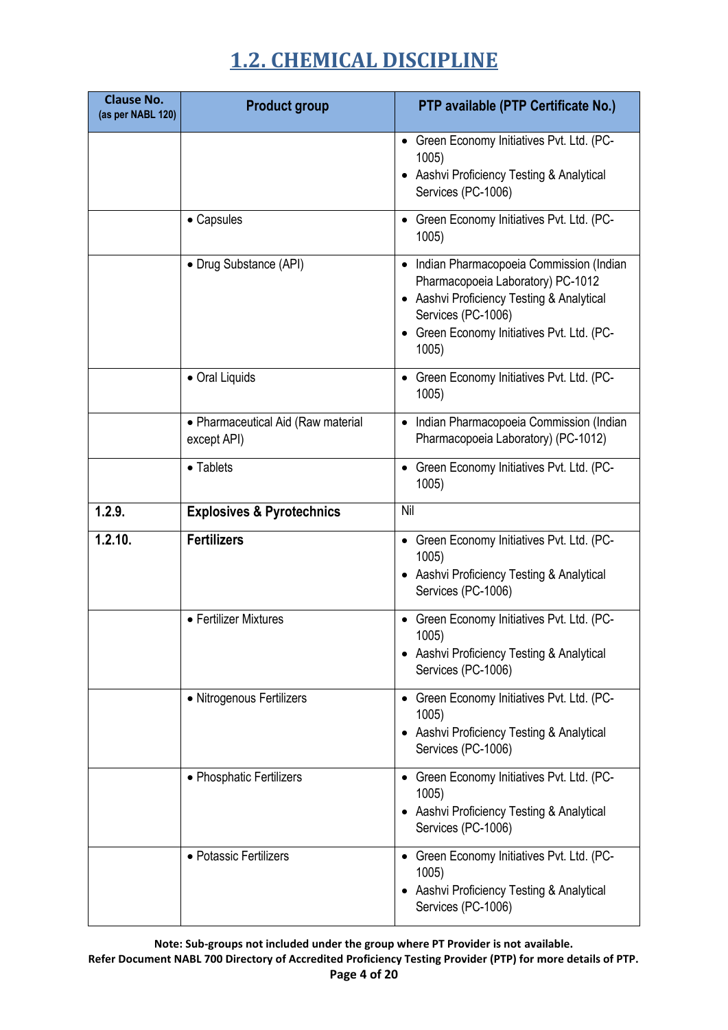# 1.2. CHEMICAL DISCIPLINE

| Clause No. (as per NABL 120) | Product group | PTP available (PTP Certificate No.) |
|---|---|---|
| | | • Green Economy Initiatives Pvt. Ltd. (PC-1005)<br>• Aashvi Proficiency Testing & Analytical Services (PC-1006) |
| | • Capsules | • Green Economy Initiatives Pvt. Ltd. (PC-1005) |
| | • Drug Substance (API) | • Indian Pharmacopoeia Commission (Indian Pharmacopoeia Laboratory) PC-1012<br>• Aashvi Proficiency Testing & Analytical Services (PC-1006)<br>• Green Economy Initiatives Pvt. Ltd. (PC-1005) |
| | • Oral Liquids | • Green Economy Initiatives Pvt. Ltd. (PC-1005) |
| | • Pharmaceutical Aid (Raw material except API) | • Indian Pharmacopoeia Commission (Indian Pharmacopoeia Laboratory) (PC-1012) |
| | • Tablets | • Green Economy Initiatives Pvt. Ltd. (PC-1005) |
| **1.2.9.** | **Explosives & Pyrotechnics** | Nil |
| **1.2.10.** | **Fertilizers** | • Green Economy Initiatives Pvt. Ltd. (PC-1005)<br>• Aashvi Proficiency Testing & Analytical Services (PC-1006) |
| | • Fertilizer Mixtures | • Green Economy Initiatives Pvt. Ltd. (PC-1005)<br>• Aashvi Proficiency Testing & Analytical Services (PC-1006) |
| | • Nitrogenous Fertilizers | • Green Economy Initiatives Pvt. Ltd. (PC-1005)<br>• Aashvi Proficiency Testing & Analytical Services (PC-1006) |
| | • Phosphatic Fertilizers | • Green Economy Initiatives Pvt. Ltd. (PC-1005)<br>• Aashvi Proficiency Testing & Analytical Services (PC-1006) |
| | • Potassic Fertilizers | • Green Economy Initiatives Pvt. Ltd. (PC-1005)<br>• Aashvi Proficiency Testing & Analytical Services (PC-1006) |

**Note: Sub-groups not included under the group where PT Provider is not available.**
**Refer Document NABL 700 Directory of Accredited Proficiency Testing Provider (PTP) for more details of PTP.**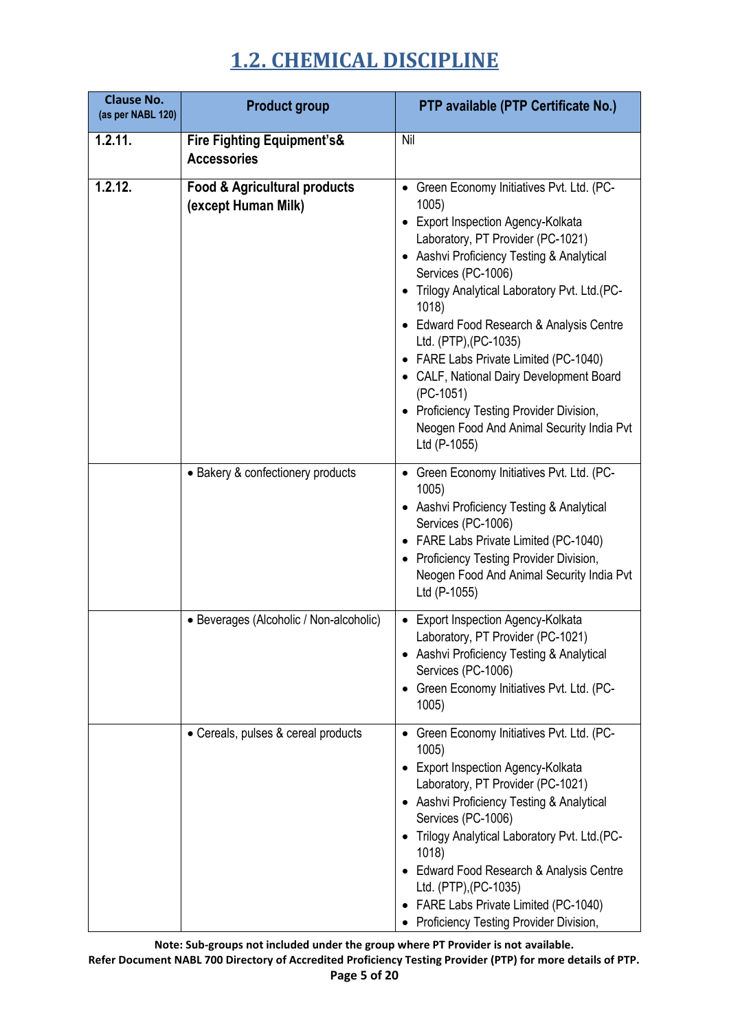# 1.2. CHEMICAL DISCIPLINE

| Clause No. (as per NABL 120) | Product group | PTP available (PTP Certificate No.) |
|---|---|---|
| **1.2.11.** | **Fire Fighting Equipment's& Accessories** | Nil |
| **1.2.12.** | **Food & Agricultural products (except Human Milk)** | • Green Economy Initiatives Pvt. Ltd. (PC-1005)<br>• Export Inspection Agency-Kolkata Laboratory, PT Provider (PC-1021)<br>• Aashvi Proficiency Testing & Analytical Services (PC-1006)<br>• Trilogy Analytical Laboratory Pvt. Ltd.(PC-1018)<br>• Edward Food Research & Analysis Centre Ltd. (PTP),(PC-1035)<br>• FARE Labs Private Limited (PC-1040)<br>• CALF, National Dairy Development Board (PC-1051)<br>• Proficiency Testing Provider Division, Neogen Food And Animal Security India Pvt Ltd (P-1055) |
| | • Bakery & confectionery products | • Green Economy Initiatives Pvt. Ltd. (PC-1005)<br>• Aashvi Proficiency Testing & Analytical Services (PC-1006)<br>• FARE Labs Private Limited (PC-1040)<br>• Proficiency Testing Provider Division, Neogen Food And Animal Security India Pvt Ltd (P-1055) |
| | • Beverages (Alcoholic / Non-alcoholic) | • Export Inspection Agency-Kolkata Laboratory, PT Provider (PC-1021)<br>• Aashvi Proficiency Testing & Analytical Services (PC-1006)<br>• Green Economy Initiatives Pvt. Ltd. (PC-1005) |
| | • Cereals, pulses & cereal products | • Green Economy Initiatives Pvt. Ltd. (PC-1005)<br>• Export Inspection Agency-Kolkata Laboratory, PT Provider (PC-1021)<br>• Aashvi Proficiency Testing & Analytical Services (PC-1006)<br>• Trilogy Analytical Laboratory Pvt. Ltd.(PC-1018)<br>• Edward Food Research & Analysis Centre Ltd. (PTP),(PC-1035)<br>• FARE Labs Private Limited (PC-1040)<br>• Proficiency Testing Provider Division, |

**Note: Sub-groups not included under the group where PT Provider is not available.**
**Refer Document NABL 700 Directory of Accredited Proficiency Testing Provider (PTP) for more details of PTP.**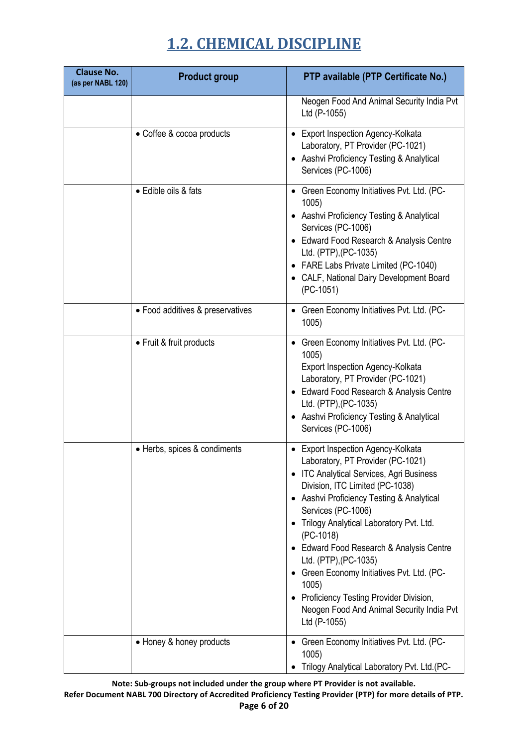# 1.2. CHEMICAL DISCIPLINE

| Clause No. (as per NABL 120) | Product group | PTP available (PTP Certificate No.) |
|---|---|---|
| | | Neogen Food And Animal Security India Pvt Ltd (P-1055) |
| | • Coffee & cocoa products | • Export Inspection Agency-Kolkata Laboratory, PT Provider (PC-1021)<br>• Aashvi Proficiency Testing & Analytical Services (PC-1006) |
| | • Edible oils & fats | • Green Economy Initiatives Pvt. Ltd. (PC-1005)<br>• Aashvi Proficiency Testing & Analytical Services (PC-1006)<br>• Edward Food Research & Analysis Centre Ltd. (PTP),(PC-1035)<br>• FARE Labs Private Limited (PC-1040)<br>• CALF, National Dairy Development Board (PC-1051) |
| | • Food additives & preservatives | • Green Economy Initiatives Pvt. Ltd. (PC-1005) |
| | • Fruit & fruit products | • Green Economy Initiatives Pvt. Ltd. (PC-1005)<br>Export Inspection Agency-Kolkata Laboratory, PT Provider (PC-1021)<br>• Edward Food Research & Analysis Centre Ltd. (PTP),(PC-1035)<br>• Aashvi Proficiency Testing & Analytical Services (PC-1006) |
| | • Herbs, spices & condiments | • Export Inspection Agency-Kolkata Laboratory, PT Provider (PC-1021)<br>• ITC Analytical Services, Agri Business Division, ITC Limited (PC-1038)<br>• Aashvi Proficiency Testing & Analytical Services (PC-1006)<br>• Trilogy Analytical Laboratory Pvt. Ltd. (PC-1018)<br>• Edward Food Research & Analysis Centre Ltd. (PTP),(PC-1035)<br>• Green Economy Initiatives Pvt. Ltd. (PC-1005)<br>• Proficiency Testing Provider Division, Neogen Food And Animal Security India Pvt Ltd (P-1055) |
| | • Honey & honey products | • Green Economy Initiatives Pvt. Ltd. (PC-1005)<br>• Trilogy Analytical Laboratory Pvt. Ltd.(PC- |

**Note: Sub-groups not included under the group where PT Provider is not available.**
**Refer Document NABL 700 Directory of Accredited Proficiency Testing Provider (PTP) for more details of PTP.**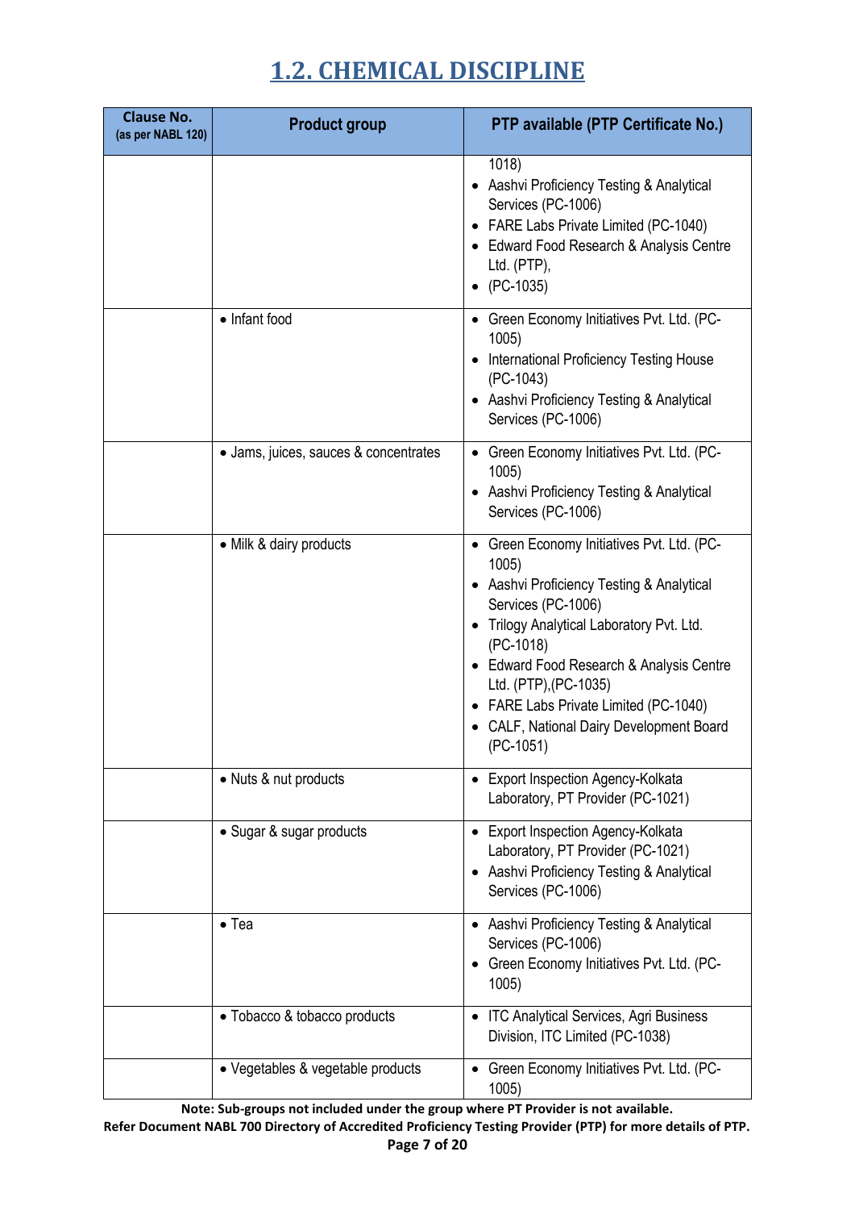# 1.2. CHEMICAL DISCIPLINE

| Clause No. (as per NABL 120) | Product group | PTP available (PTP Certificate No.) |
|---|---|---|
| | | 1018)<br>• Aashvi Proficiency Testing & Analytical Services (PC-1006)<br>• FARE Labs Private Limited (PC-1040)<br>• Edward Food Research & Analysis Centre Ltd. (PTP),<br>• (PC-1035) |
| | • Infant food | • Green Economy Initiatives Pvt. Ltd. (PC-1005)<br>• International Proficiency Testing House (PC-1043)<br>• Aashvi Proficiency Testing & Analytical Services (PC-1006) |
| | • Jams, juices, sauces & concentrates | • Green Economy Initiatives Pvt. Ltd. (PC-1005)<br>• Aashvi Proficiency Testing & Analytical Services (PC-1006) |
| | • Milk & dairy products | • Green Economy Initiatives Pvt. Ltd. (PC-1005)<br>• Aashvi Proficiency Testing & Analytical Services (PC-1006)<br>• Trilogy Analytical Laboratory Pvt. Ltd. (PC-1018)<br>• Edward Food Research & Analysis Centre Ltd. (PTP),(PC-1035)<br>• FARE Labs Private Limited (PC-1040)<br>• CALF, National Dairy Development Board (PC-1051) |
| | • Nuts & nut products | • Export Inspection Agency-Kolkata Laboratory, PT Provider (PC-1021) |
| | • Sugar & sugar products | • Export Inspection Agency-Kolkata Laboratory, PT Provider (PC-1021)<br>• Aashvi Proficiency Testing & Analytical Services (PC-1006) |
| | • Tea | • Aashvi Proficiency Testing & Analytical Services (PC-1006)<br>• Green Economy Initiatives Pvt. Ltd. (PC-1005) |
| | • Tobacco & tobacco products | • ITC Analytical Services, Agri Business Division, ITC Limited (PC-1038) |
| | • Vegetables & vegetable products | • Green Economy Initiatives Pvt. Ltd. (PC-1005) |

**Note: Sub-groups not included under the group where PT Provider is not available.**

**Refer Document NABL 700 Directory of Accredited Proficiency Testing Provider (PTP) for more details of PTP.**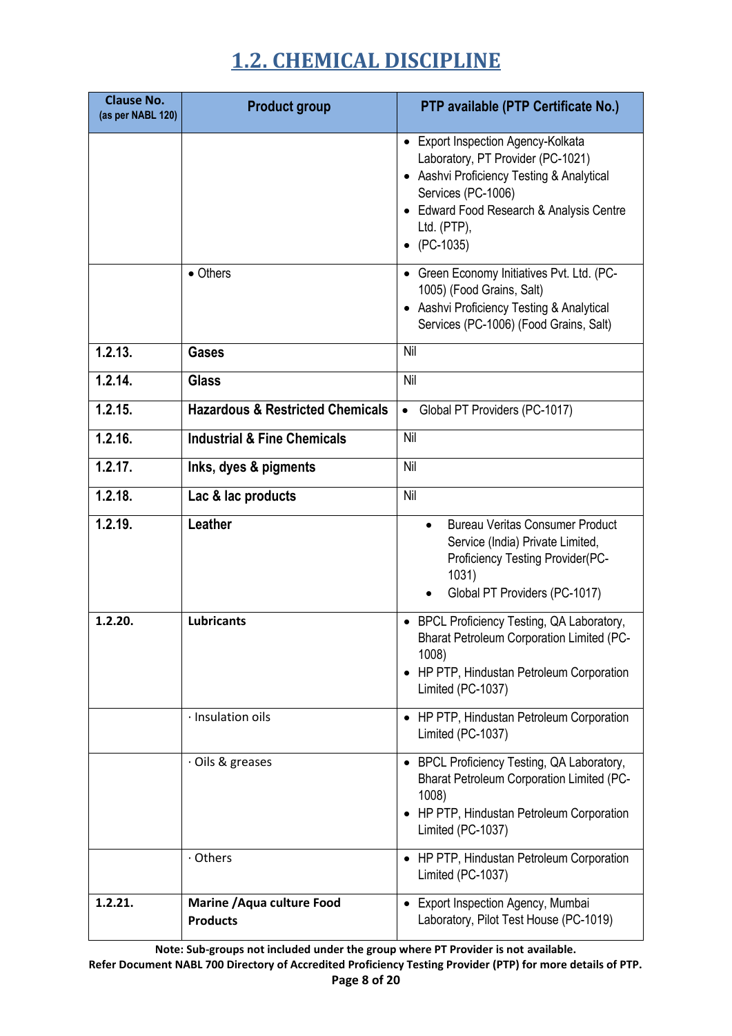# 1.2. CHEMICAL DISCIPLINE

| Clause No. (as per NABL 120) | Product group | PTP available (PTP Certificate No.) |
|---|---|---|
| | | • Export Inspection Agency-Kolkata Laboratory, PT Provider (PC-1021)<br>• Aashvi Proficiency Testing & Analytical Services (PC-1006)<br>• Edward Food Research & Analysis Centre Ltd. (PTP),<br>• (PC-1035) |
| | • Others | • Green Economy Initiatives Pvt. Ltd. (PC-1005) (Food Grains, Salt)<br>• Aashvi Proficiency Testing & Analytical Services (PC-1006) (Food Grains, Salt) |
| **1.2.13.** | **Gases** | Nil |
| **1.2.14.** | **Glass** | Nil |
| **1.2.15.** | **Hazardous & Restricted Chemicals** | • Global PT Providers (PC-1017) |
| **1.2.16.** | **Industrial & Fine Chemicals** | Nil |
| **1.2.17.** | **Inks, dyes & pigments** | Nil |
| **1.2.18.** | **Lac & lac products** | Nil |
| **1.2.19.** | **Leather** | • Bureau Veritas Consumer Product Service (India) Private Limited, Proficiency Testing Provider(PC-1031)<br>• Global PT Providers (PC-1017) |
| **1.2.20.** | **Lubricants** | • BPCL Proficiency Testing, QA Laboratory, Bharat Petroleum Corporation Limited (PC-1008)<br>• HP PTP, Hindustan Petroleum Corporation Limited (PC-1037) |
| | · Insulation oils | • HP PTP, Hindustan Petroleum Corporation Limited (PC-1037) |
| | · Oils & greases | • BPCL Proficiency Testing, QA Laboratory, Bharat Petroleum Corporation Limited (PC-1008)<br>• HP PTP, Hindustan Petroleum Corporation Limited (PC-1037) |
| | · Others | • HP PTP, Hindustan Petroleum Corporation Limited (PC-1037) |
| **1.2.21.** | **Marine /Aqua culture Food Products** | • Export Inspection Agency, Mumbai Laboratory, Pilot Test House (PC-1019) |

**Note: Sub-groups not included under the group where PT Provider is not available.**

**Refer Document NABL 700 Directory of Accredited Proficiency Testing Provider (PTP) for more details of PTP.**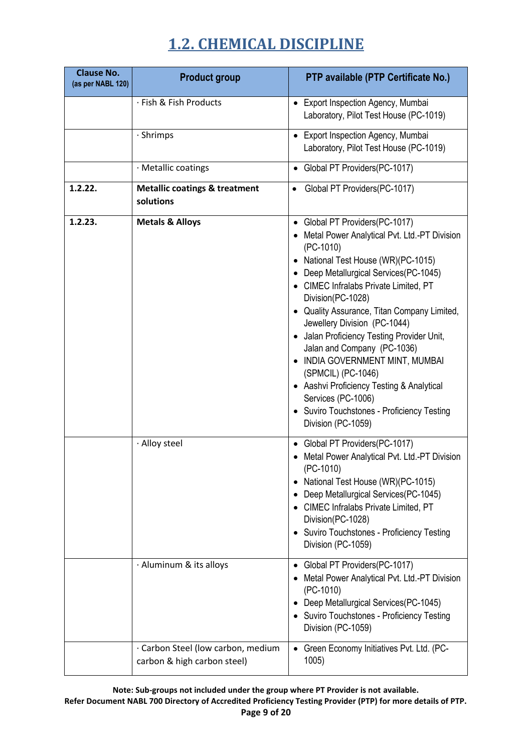# 1.2. CHEMICAL DISCIPLINE

| Clause No. (as per NABL 120) | Product group | PTP available (PTP Certificate No.) |
|---|---|---|
| | · Fish & Fish Products | • Export Inspection Agency, Mumbai Laboratory, Pilot Test House (PC-1019) |
| | · Shrimps | • Export Inspection Agency, Mumbai Laboratory, Pilot Test House (PC-1019) |
| | · Metallic coatings | • Global PT Providers(PC-1017) |
| **1.2.22.** | **Metallic coatings & treatment solutions** | • Global PT Providers(PC-1017) |
| **1.2.23.** | **Metals & Alloys** | • Global PT Providers(PC-1017)<br>• Metal Power Analytical Pvt. Ltd.-PT Division (PC-1010)<br>• National Test House (WR)(PC-1015)<br>• Deep Metallurgical Services(PC-1045)<br>• CIMEC Infralabs Private Limited, PT Division(PC-1028)<br>• Quality Assurance, Titan Company Limited, Jewellery Division (PC-1044)<br>• Jalan Proficiency Testing Provider Unit, Jalan and Company (PC-1036)<br>• INDIA GOVERNMENT MINT, MUMBAI (SPMCIL) (PC-1046)<br>• Aashvi Proficiency Testing & Analytical Services (PC-1006)<br>• Suviro Touchstones - Proficiency Testing Division (PC-1059) |
| | · Alloy steel | • Global PT Providers(PC-1017)<br>• Metal Power Analytical Pvt. Ltd.-PT Division (PC-1010)<br>• National Test House (WR)(PC-1015)<br>• Deep Metallurgical Services(PC-1045)<br>• CIMEC Infralabs Private Limited, PT Division(PC-1028)<br>• Suviro Touchstones - Proficiency Testing Division (PC-1059) |
| | · Aluminum & its alloys | • Global PT Providers(PC-1017)<br>• Metal Power Analytical Pvt. Ltd.-PT Division (PC-1010)<br>• Deep Metallurgical Services(PC-1045)<br>• Suviro Touchstones - Proficiency Testing Division (PC-1059) |
| | · Carbon Steel (low carbon, medium carbon & high carbon steel) | • Green Economy Initiatives Pvt. Ltd. (PC-1005) |

**Note: Sub-groups not included under the group where PT Provider is not available.**
**Refer Document NABL 700 Directory of Accredited Proficiency Testing Provider (PTP) for more details of PTP.**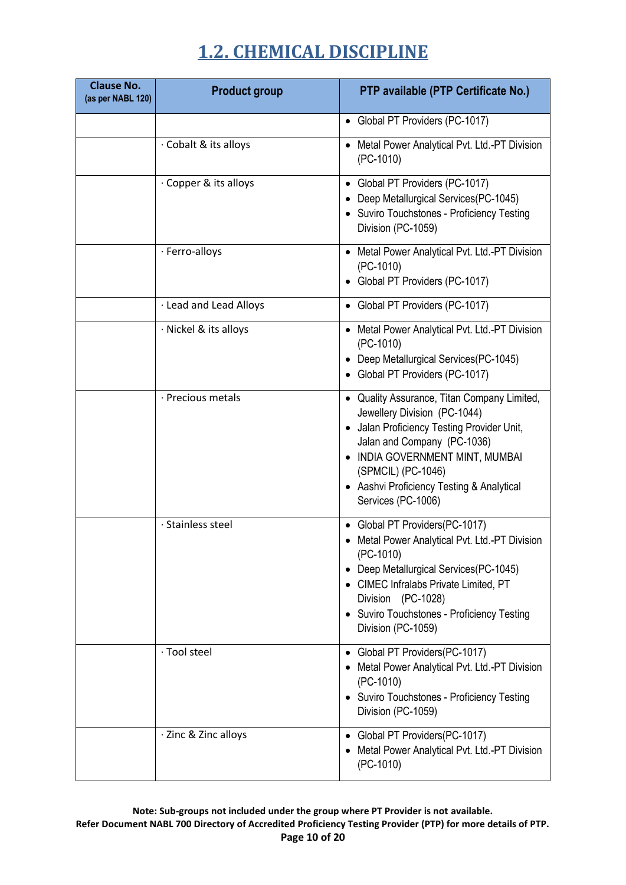## 1.2. CHEMICAL DISCIPLINE

| Clause No. (as per NABL 120) | Product group | PTP available (PTP Certificate No.) |
|---|---|---|
| | | • Global PT Providers (PC-1017) |
| | · Cobalt & its alloys | • Metal Power Analytical Pvt. Ltd.-PT Division (PC-1010) |
| | · Copper & its alloys | • Global PT Providers (PC-1017)<br>• Deep Metallurgical Services(PC-1045)<br>• Suviro Touchstones - Proficiency Testing Division (PC-1059) |
| | · Ferro-alloys | • Metal Power Analytical Pvt. Ltd.-PT Division (PC-1010)<br>• Global PT Providers (PC-1017) |
| | · Lead and Lead Alloys | • Global PT Providers (PC-1017) |
| | · Nickel & its alloys | • Metal Power Analytical Pvt. Ltd.-PT Division (PC-1010)<br>• Deep Metallurgical Services(PC-1045)<br>• Global PT Providers (PC-1017) |
| | · Precious metals | • Quality Assurance, Titan Company Limited, Jewellery Division (PC-1044)<br>• Jalan Proficiency Testing Provider Unit, Jalan and Company (PC-1036)<br>• INDIA GOVERNMENT MINT, MUMBAI (SPMCIL) (PC-1046)<br>• Aashvi Proficiency Testing & Analytical Services (PC-1006) |
| | · Stainless steel | • Global PT Providers(PC-1017)<br>• Metal Power Analytical Pvt. Ltd.-PT Division (PC-1010)<br>• Deep Metallurgical Services(PC-1045)<br>• CIMEC Infralabs Private Limited, PT Division (PC-1028)<br>• Suviro Touchstones - Proficiency Testing Division (PC-1059) |
| | · Tool steel | • Global PT Providers(PC-1017)<br>• Metal Power Analytical Pvt. Ltd.-PT Division (PC-1010)<br>• Suviro Touchstones - Proficiency Testing Division (PC-1059) |
| | · Zinc & Zinc alloys | • Global PT Providers(PC-1017)<br>• Metal Power Analytical Pvt. Ltd.-PT Division (PC-1010) |

**Note: Sub-groups not included under the group where PT Provider is not available.**
**Refer Document NABL 700 Directory of Accredited Proficiency Testing Provider (PTP) for more details of PTP.**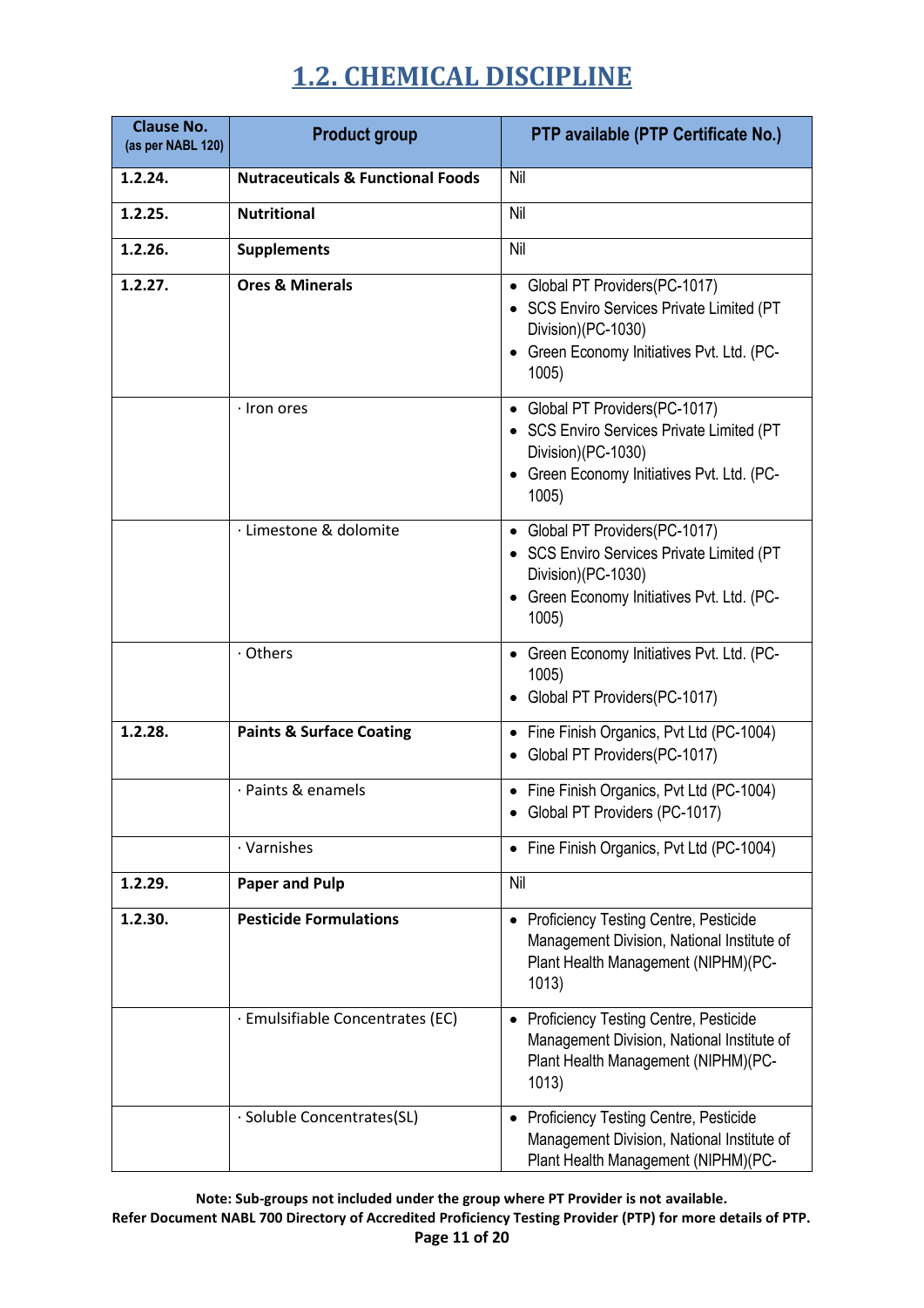## 1.2. CHEMICAL DISCIPLINE

| Clause No. (as per NABL 120) | Product group | PTP available (PTP Certificate No.) |
|---|---|---|
| **1.2.24.** | **Nutraceuticals & Functional Foods** | Nil |
| **1.2.25.** | **Nutritional** | Nil |
| **1.2.26.** | **Supplements** | Nil |
| **1.2.27.** | **Ores & Minerals** | • Global PT Providers(PC-1017)<br>• SCS Enviro Services Private Limited (PT Division)(PC-1030)<br>• Green Economy Initiatives Pvt. Ltd. (PC-1005) |
| | · Iron ores | • Global PT Providers(PC-1017)<br>• SCS Enviro Services Private Limited (PT Division)(PC-1030)<br>• Green Economy Initiatives Pvt. Ltd. (PC-1005) |
| | · Limestone & dolomite | • Global PT Providers(PC-1017)<br>• SCS Enviro Services Private Limited (PT Division)(PC-1030)<br>• Green Economy Initiatives Pvt. Ltd. (PC-1005) |
| | · Others | • Green Economy Initiatives Pvt. Ltd. (PC-1005)<br>• Global PT Providers(PC-1017) |
| **1.2.28.** | **Paints & Surface Coating** | • Fine Finish Organics, Pvt Ltd (PC-1004)<br>• Global PT Providers(PC-1017) |
| | · Paints & enamels | • Fine Finish Organics, Pvt Ltd (PC-1004)<br>• Global PT Providers (PC-1017) |
| | · Varnishes | • Fine Finish Organics, Pvt Ltd (PC-1004) |
| **1.2.29.** | **Paper and Pulp** | Nil |
| **1.2.30.** | **Pesticide Formulations** | • Proficiency Testing Centre, Pesticide Management Division, National Institute of Plant Health Management (NIPHM)(PC-1013) |
| | · Emulsifiable Concentrates (EC) | • Proficiency Testing Centre, Pesticide Management Division, National Institute of Plant Health Management (NIPHM)(PC-1013) |
| | · Soluble Concentrates(SL) | • Proficiency Testing Centre, Pesticide Management Division, National Institute of Plant Health Management (NIPHM)(PC- |

**Note: Sub-groups not included under the group where PT Provider is not available.**
**Refer Document NABL 700 Directory of Accredited Proficiency Testing Provider (PTP) for more details of PTP.**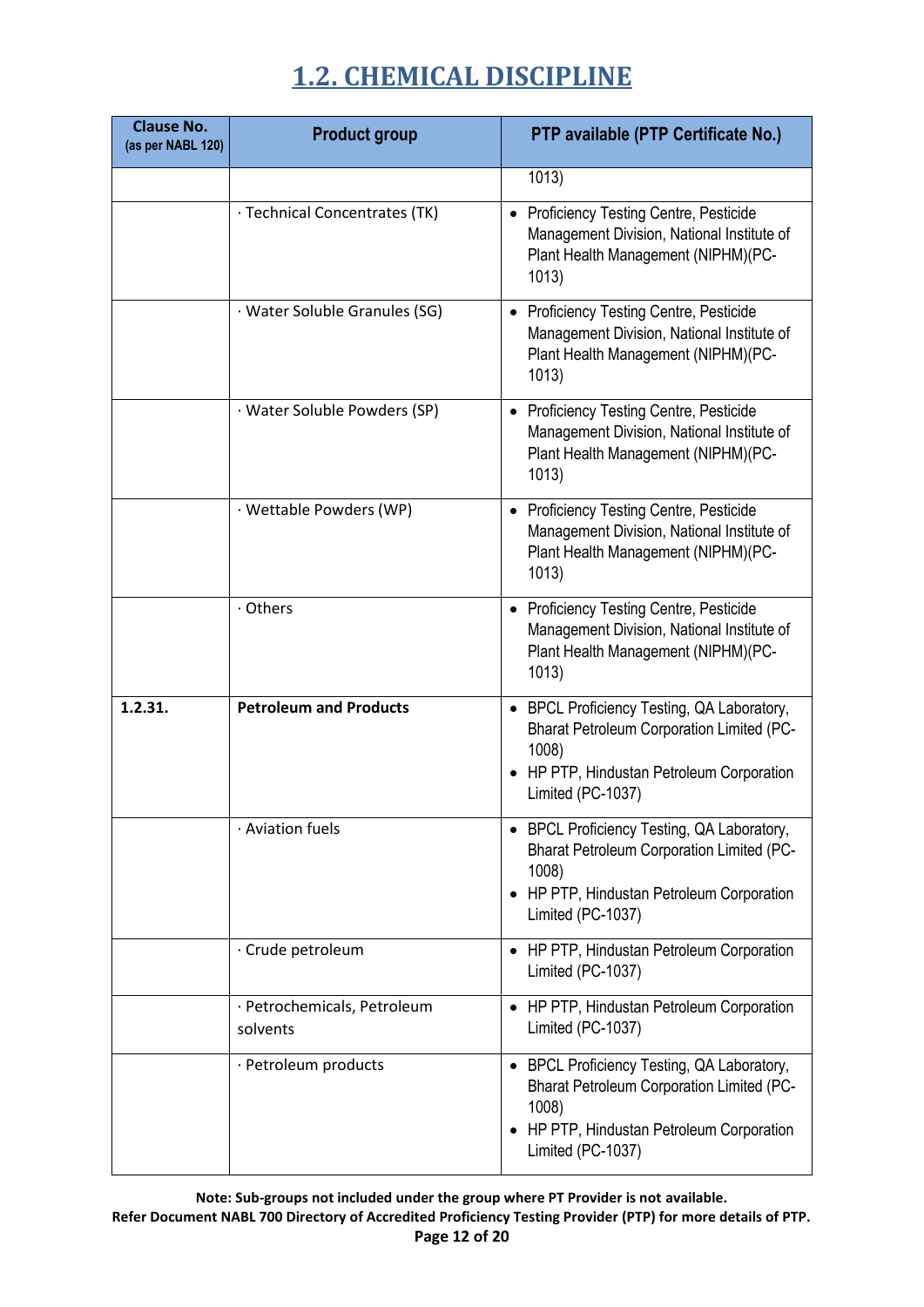## 1.2. CHEMICAL DISCIPLINE

| Clause No. (as per NABL 120) | Product group | PTP available (PTP Certificate No.) |
|---|---|---|
| | | 1013) |
| | · Technical Concentrates (TK) | • Proficiency Testing Centre, Pesticide Management Division, National Institute of Plant Health Management (NIPHM)(PC-1013) |
| | · Water Soluble Granules (SG) | • Proficiency Testing Centre, Pesticide Management Division, National Institute of Plant Health Management (NIPHM)(PC-1013) |
| | · Water Soluble Powders (SP) | • Proficiency Testing Centre, Pesticide Management Division, National Institute of Plant Health Management (NIPHM)(PC-1013) |
| | · Wettable Powders (WP) | • Proficiency Testing Centre, Pesticide Management Division, National Institute of Plant Health Management (NIPHM)(PC-1013) |
| | · Others | • Proficiency Testing Centre, Pesticide Management Division, National Institute of Plant Health Management (NIPHM)(PC-1013) |
| **1.2.31.** | **Petroleum and Products** | • BPCL Proficiency Testing, QA Laboratory, Bharat Petroleum Corporation Limited (PC-1008)<br>• HP PTP, Hindustan Petroleum Corporation Limited (PC-1037) |
| | · Aviation fuels | • BPCL Proficiency Testing, QA Laboratory, Bharat Petroleum Corporation Limited (PC-1008)<br>• HP PTP, Hindustan Petroleum Corporation Limited (PC-1037) |
| | · Crude petroleum | • HP PTP, Hindustan Petroleum Corporation Limited (PC-1037) |
| | · Petrochemicals, Petroleum solvents | • HP PTP, Hindustan Petroleum Corporation Limited (PC-1037) |
| | · Petroleum products | • BPCL Proficiency Testing, QA Laboratory, Bharat Petroleum Corporation Limited (PC-1008)<br>• HP PTP, Hindustan Petroleum Corporation Limited (PC-1037) |

**Note: Sub-groups not included under the group where PT Provider is not available.**
**Refer Document NABL 700 Directory of Accredited Proficiency Testing Provider (PTP) for more details of PTP.**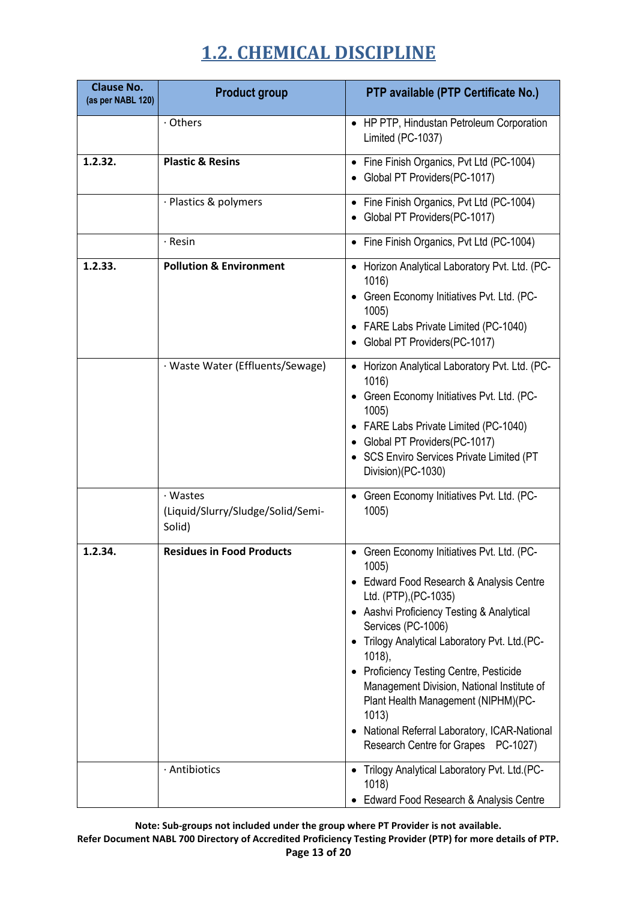# 1.2. CHEMICAL DISCIPLINE

| Clause No. (as per NABL 120) | Product group | PTP available (PTP Certificate No.) |
|---|---|---|
| | · Others | • HP PTP, Hindustan Petroleum Corporation Limited (PC-1037) |
| **1.2.32.** | **Plastic & Resins** | • Fine Finish Organics, Pvt Ltd (PC-1004)<br>• Global PT Providers(PC-1017) |
| | · Plastics & polymers | • Fine Finish Organics, Pvt Ltd (PC-1004)<br>• Global PT Providers(PC-1017) |
| | · Resin | • Fine Finish Organics, Pvt Ltd (PC-1004) |
| **1.2.33.** | **Pollution & Environment** | • Horizon Analytical Laboratory Pvt. Ltd. (PC-1016)<br>• Green Economy Initiatives Pvt. Ltd. (PC-1005)<br>• FARE Labs Private Limited (PC-1040)<br>• Global PT Providers(PC-1017) |
| | · Waste Water (Effluents/Sewage) | • Horizon Analytical Laboratory Pvt. Ltd. (PC-1016)<br>• Green Economy Initiatives Pvt. Ltd. (PC-1005)<br>• FARE Labs Private Limited (PC-1040)<br>• Global PT Providers(PC-1017)<br>• SCS Enviro Services Private Limited (PT Division)(PC-1030) |
| | · Wastes (Liquid/Slurry/Sludge/Solid/Semi-Solid) | • Green Economy Initiatives Pvt. Ltd. (PC-1005) |
| **1.2.34.** | **Residues in Food Products** | • Green Economy Initiatives Pvt. Ltd. (PC-1005)<br>• Edward Food Research & Analysis Centre Ltd. (PTP),(PC-1035)<br>• Aashvi Proficiency Testing & Analytical Services (PC-1006)<br>• Trilogy Analytical Laboratory Pvt. Ltd.(PC-1018),<br>• Proficiency Testing Centre, Pesticide Management Division, National Institute of Plant Health Management (NIPHM)(PC-1013)<br>• National Referral Laboratory, ICAR-National Research Centre for Grapes PC-1027) |
| | · Antibiotics | • Trilogy Analytical Laboratory Pvt. Ltd.(PC-1018)<br>• Edward Food Research & Analysis Centre |

**Note: Sub-groups not included under the group where PT Provider is not available.**
**Refer Document NABL 700 Directory of Accredited Proficiency Testing Provider (PTP) for more details of PTP.**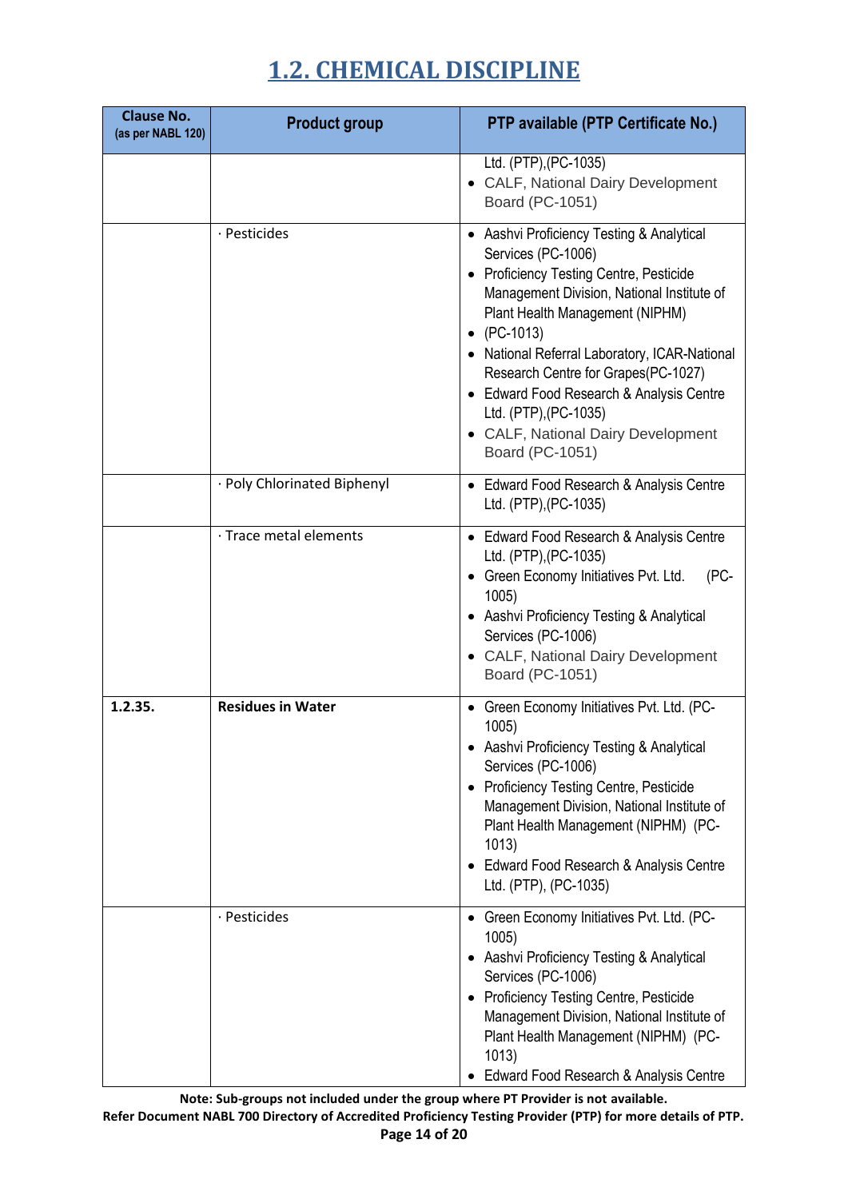## 1.2. CHEMICAL DISCIPLINE

| Clause No. (as per NABL 120) | Product group | PTP available (PTP Certificate No.) |
|---|---|---|
| | | Ltd. (PTP),(PC-1035)<br>• CALF, National Dairy Development Board (PC-1051) |
| | · Pesticides | • Aashvi Proficiency Testing & Analytical Services (PC-1006)<br>• Proficiency Testing Centre, Pesticide Management Division, National Institute of Plant Health Management (NIPHM)<br>• (PC-1013)<br>• National Referral Laboratory, ICAR-National Research Centre for Grapes(PC-1027)<br>• Edward Food Research & Analysis Centre Ltd. (PTP),(PC-1035)<br>• CALF, National Dairy Development Board (PC-1051) |
| | · Poly Chlorinated Biphenyl | • Edward Food Research & Analysis Centre Ltd. (PTP),(PC-1035) |
| | · Trace metal elements | • Edward Food Research & Analysis Centre Ltd. (PTP),(PC-1035)<br>• Green Economy Initiatives Pvt. Ltd. (PC-1005)<br>• Aashvi Proficiency Testing & Analytical Services (PC-1006)<br>• CALF, National Dairy Development Board (PC-1051) |
| **1.2.35.** | **Residues in Water** | • Green Economy Initiatives Pvt. Ltd. (PC-1005)<br>• Aashvi Proficiency Testing & Analytical Services (PC-1006)<br>• Proficiency Testing Centre, Pesticide Management Division, National Institute of Plant Health Management (NIPHM) (PC-1013)<br>• Edward Food Research & Analysis Centre Ltd. (PTP), (PC-1035) |
| | · Pesticides | • Green Economy Initiatives Pvt. Ltd. (PC-1005)<br>• Aashvi Proficiency Testing & Analytical Services (PC-1006)<br>• Proficiency Testing Centre, Pesticide Management Division, National Institute of Plant Health Management (NIPHM) (PC-1013)<br>• Edward Food Research & Analysis Centre |

**Note: Sub-groups not included under the group where PT Provider is not available.**

**Refer Document NABL 700 Directory of Accredited Proficiency Testing Provider (PTP) for more details of PTP.**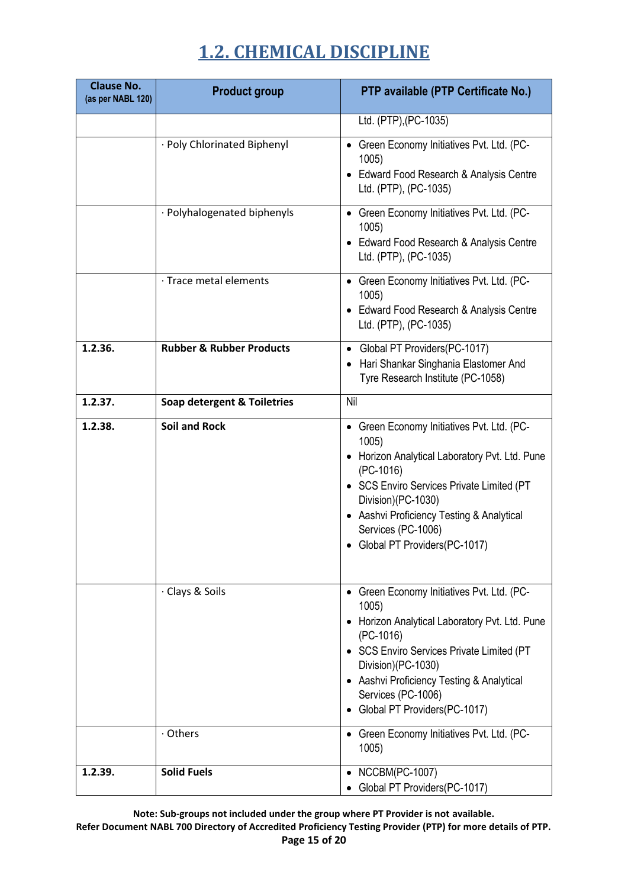# 1.2. CHEMICAL DISCIPLINE

| Clause No. (as per NABL 120) | Product group | PTP available (PTP Certificate No.) |
|---|---|---|
| | | Ltd. (PTP),(PC-1035) |
| | · Poly Chlorinated Biphenyl | • Green Economy Initiatives Pvt. Ltd. (PC-1005)<br>• Edward Food Research & Analysis Centre Ltd. (PTP), (PC-1035) |
| | · Polyhalogenated biphenyls | • Green Economy Initiatives Pvt. Ltd. (PC-1005)<br>• Edward Food Research & Analysis Centre Ltd. (PTP), (PC-1035) |
| | · Trace metal elements | • Green Economy Initiatives Pvt. Ltd. (PC-1005)<br>• Edward Food Research & Analysis Centre Ltd. (PTP), (PC-1035) |
| **1.2.36.** | **Rubber & Rubber Products** | • Global PT Providers(PC-1017)<br>• Hari Shankar Singhania Elastomer And Tyre Research Institute (PC-1058) |
| **1.2.37.** | **Soap detergent & Toiletries** | Nil |
| **1.2.38.** | **Soil and Rock** | • Green Economy Initiatives Pvt. Ltd. (PC-1005)<br>• Horizon Analytical Laboratory Pvt. Ltd. Pune (PC-1016)<br>• SCS Enviro Services Private Limited (PT Division)(PC-1030)<br>• Aashvi Proficiency Testing & Analytical Services (PC-1006)<br>• Global PT Providers(PC-1017) |
| | · Clays & Soils | • Green Economy Initiatives Pvt. Ltd. (PC-1005)<br>• Horizon Analytical Laboratory Pvt. Ltd. Pune (PC-1016)<br>• SCS Enviro Services Private Limited (PT Division)(PC-1030)<br>• Aashvi Proficiency Testing & Analytical Services (PC-1006)<br>• Global PT Providers(PC-1017) |
| | · Others | • Green Economy Initiatives Pvt. Ltd. (PC-1005) |
| **1.2.39.** | **Solid Fuels** | • NCCBM(PC-1007)<br>• Global PT Providers(PC-1017) |

**Note: Sub-groups not included under the group where PT Provider is not available.**
**Refer Document NABL 700 Directory of Accredited Proficiency Testing Provider (PTP) for more details of PTP.**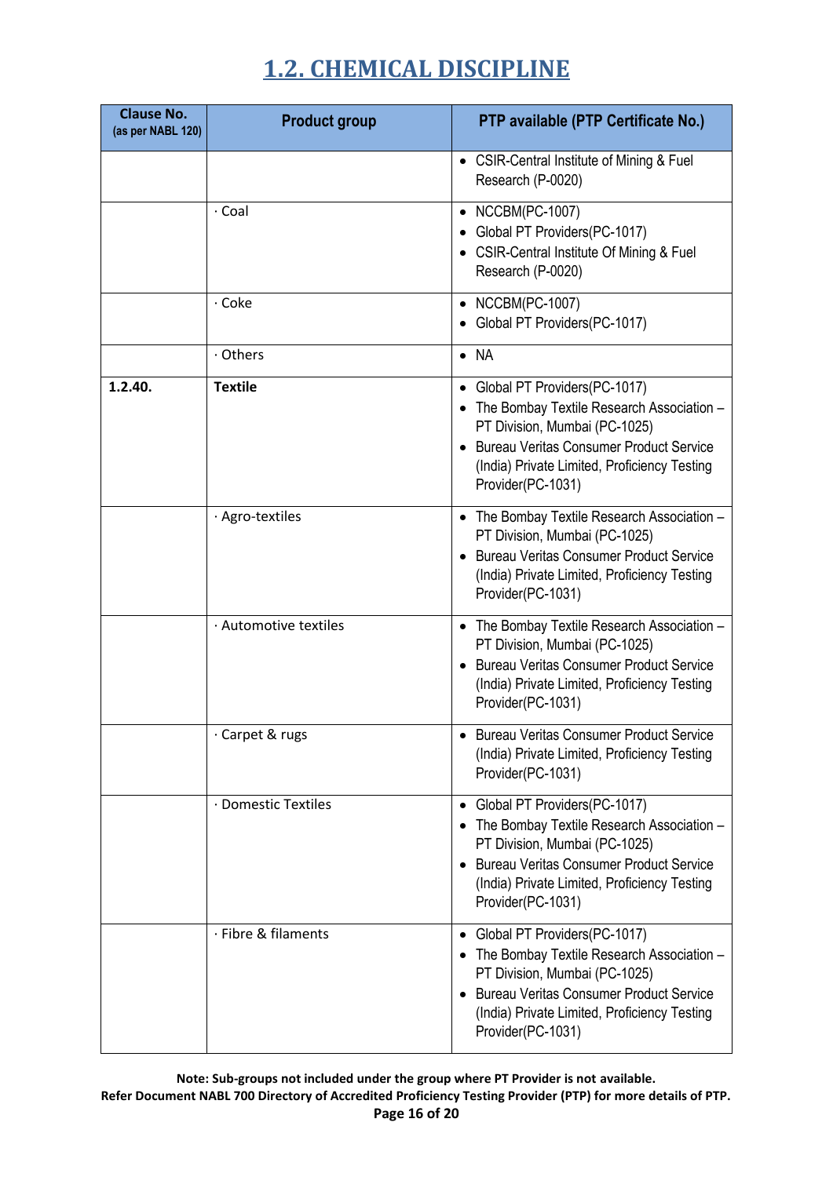# 1.2. CHEMICAL DISCIPLINE

| Clause No. (as per NABL 120) | Product group | PTP available (PTP Certificate No.) |
|---|---|---|
| | | • CSIR-Central Institute of Mining & Fuel Research (P-0020) |
| | · Coal | • NCCBM(PC-1007)<br>• Global PT Providers(PC-1017)<br>• CSIR-Central Institute Of Mining & Fuel Research (P-0020) |
| | · Coke | • NCCBM(PC-1007)<br>• Global PT Providers(PC-1017) |
| | · Others | • NA |
| **1.2.40.** | **Textile** | • Global PT Providers(PC-1017)<br>• The Bombay Textile Research Association – PT Division, Mumbai (PC-1025)<br>• Bureau Veritas Consumer Product Service (India) Private Limited, Proficiency Testing Provider(PC-1031) |
| | · Agro-textiles | • The Bombay Textile Research Association – PT Division, Mumbai (PC-1025)<br>• Bureau Veritas Consumer Product Service (India) Private Limited, Proficiency Testing Provider(PC-1031) |
| | · Automotive textiles | • The Bombay Textile Research Association – PT Division, Mumbai (PC-1025)<br>• Bureau Veritas Consumer Product Service (India) Private Limited, Proficiency Testing Provider(PC-1031) |
| | · Carpet & rugs | • Bureau Veritas Consumer Product Service (India) Private Limited, Proficiency Testing Provider(PC-1031) |
| | · Domestic Textiles | • Global PT Providers(PC-1017)<br>• The Bombay Textile Research Association – PT Division, Mumbai (PC-1025)<br>• Bureau Veritas Consumer Product Service (India) Private Limited, Proficiency Testing Provider(PC-1031) |
| | · Fibre & filaments | • Global PT Providers(PC-1017)<br>• The Bombay Textile Research Association – PT Division, Mumbai (PC-1025)<br>• Bureau Veritas Consumer Product Service (India) Private Limited, Proficiency Testing Provider(PC-1031) |

**Note: Sub-groups not included under the group where PT Provider is not available.**
**Refer Document NABL 700 Directory of Accredited Proficiency Testing Provider (PTP) for more details of PTP.**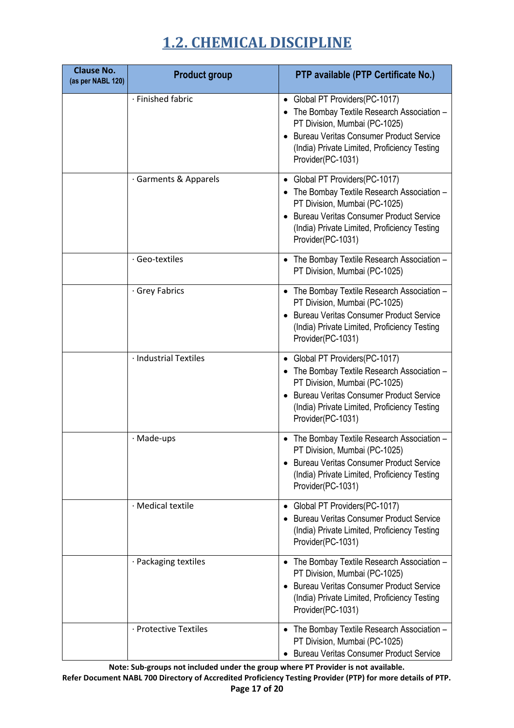# 1.2. CHEMICAL DISCIPLINE

| Clause No. (as per NABL 120) | Product group | PTP available (PTP Certificate No.) |
|---|---|---|
| | · Finished fabric | • Global PT Providers(PC-1017)<br>• The Bombay Textile Research Association – PT Division, Mumbai (PC-1025)<br>• Bureau Veritas Consumer Product Service (India) Private Limited, Proficiency Testing Provider(PC-1031) |
| | · Garments & Apparels | • Global PT Providers(PC-1017)<br>• The Bombay Textile Research Association – PT Division, Mumbai (PC-1025)<br>• Bureau Veritas Consumer Product Service (India) Private Limited, Proficiency Testing Provider(PC-1031) |
| | · Geo-textiles | • The Bombay Textile Research Association – PT Division, Mumbai (PC-1025) |
| | · Grey Fabrics | • The Bombay Textile Research Association – PT Division, Mumbai (PC-1025)<br>• Bureau Veritas Consumer Product Service (India) Private Limited, Proficiency Testing Provider(PC-1031) |
| | · Industrial Textiles | • Global PT Providers(PC-1017)<br>• The Bombay Textile Research Association – PT Division, Mumbai (PC-1025)<br>• Bureau Veritas Consumer Product Service (India) Private Limited, Proficiency Testing Provider(PC-1031) |
| | · Made-ups | • The Bombay Textile Research Association – PT Division, Mumbai (PC-1025)<br>• Bureau Veritas Consumer Product Service (India) Private Limited, Proficiency Testing Provider(PC-1031) |
| | · Medical textile | • Global PT Providers(PC-1017)<br>• Bureau Veritas Consumer Product Service (India) Private Limited, Proficiency Testing Provider(PC-1031) |
| | · Packaging textiles | • The Bombay Textile Research Association – PT Division, Mumbai (PC-1025)<br>• Bureau Veritas Consumer Product Service (India) Private Limited, Proficiency Testing Provider(PC-1031) |
| | · Protective Textiles | • The Bombay Textile Research Association – PT Division, Mumbai (PC-1025)<br>• Bureau Veritas Consumer Product Service |

**Note: Sub-groups not included under the group where PT Provider is not available.**
**Refer Document NABL 700 Directory of Accredited Proficiency Testing Provider (PTP) for more details of PTP.**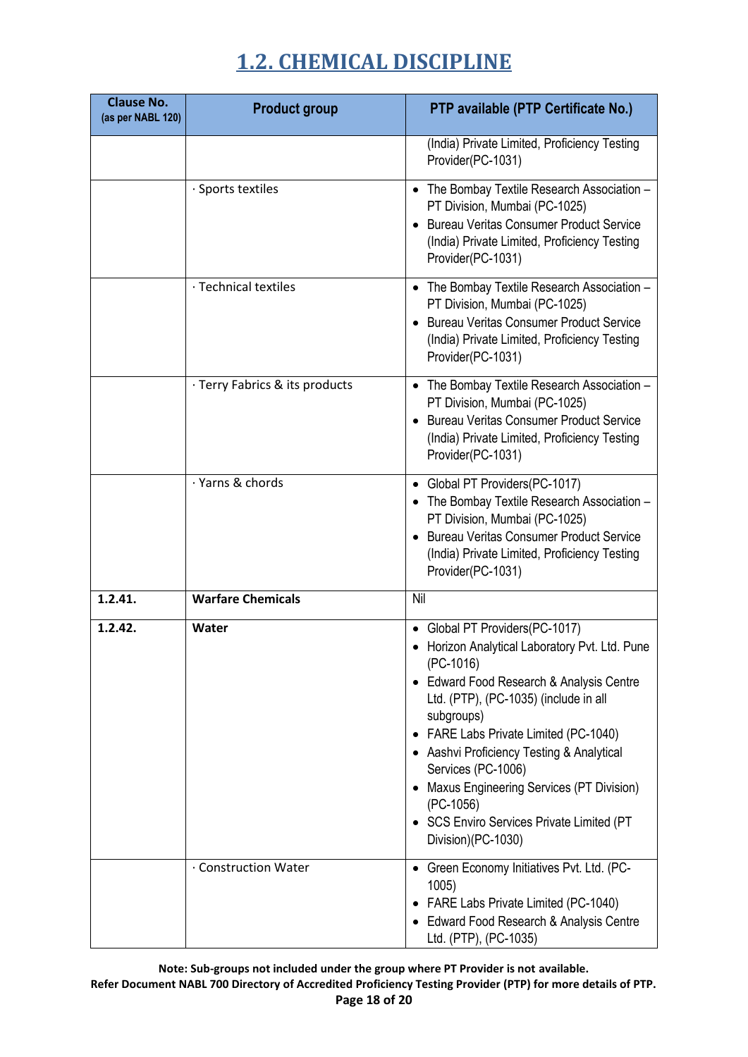## 1.2. CHEMICAL DISCIPLINE

| Clause No. (as per NABL 120) | Product group | PTP available (PTP Certificate No.) |
|---|---|---|
| | | (India) Private Limited, Proficiency Testing Provider(PC-1031) |
| | · Sports textiles | • The Bombay Textile Research Association – PT Division, Mumbai (PC-1025)<br>• Bureau Veritas Consumer Product Service (India) Private Limited, Proficiency Testing Provider(PC-1031) |
| | · Technical textiles | • The Bombay Textile Research Association – PT Division, Mumbai (PC-1025)<br>• Bureau Veritas Consumer Product Service (India) Private Limited, Proficiency Testing Provider(PC-1031) |
| | · Terry Fabrics & its products | • The Bombay Textile Research Association – PT Division, Mumbai (PC-1025)<br>• Bureau Veritas Consumer Product Service (India) Private Limited, Proficiency Testing Provider(PC-1031) |
| | · Yarns & chords | • Global PT Providers(PC-1017)<br>• The Bombay Textile Research Association – PT Division, Mumbai (PC-1025)<br>• Bureau Veritas Consumer Product Service (India) Private Limited, Proficiency Testing Provider(PC-1031) |
| **1.2.41.** | **Warfare Chemicals** | Nil |
| **1.2.42.** | **Water** | • Global PT Providers(PC-1017)<br>• Horizon Analytical Laboratory Pvt. Ltd. Pune (PC-1016)<br>• Edward Food Research & Analysis Centre Ltd. (PTP), (PC-1035) (include in all subgroups)<br>• FARE Labs Private Limited (PC-1040)<br>• Aashvi Proficiency Testing & Analytical Services (PC-1006)<br>• Maxus Engineering Services (PT Division) (PC-1056)<br>• SCS Enviro Services Private Limited (PT Division)(PC-1030) |
| | · Construction Water | • Green Economy Initiatives Pvt. Ltd. (PC-1005)<br>• FARE Labs Private Limited (PC-1040)<br>• Edward Food Research & Analysis Centre Ltd. (PTP), (PC-1035) |

**Note: Sub-groups not included under the group where PT Provider is not available.**
**Refer Document NABL 700 Directory of Accredited Proficiency Testing Provider (PTP) for more details of PTP.**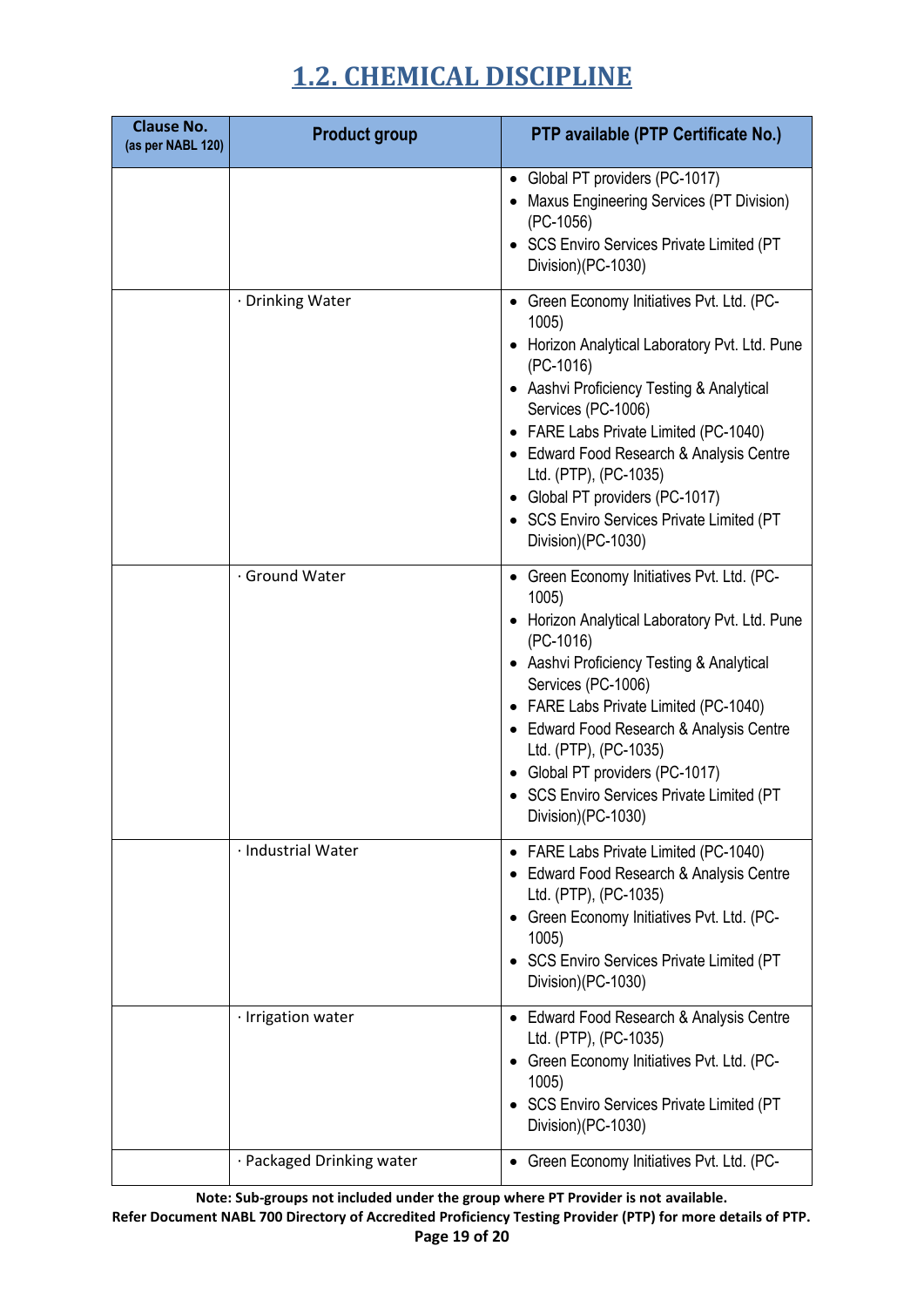## 1.2. CHEMICAL DISCIPLINE

| Clause No. (as per NABL 120) | Product group | PTP available (PTP Certificate No.) |
|---|---|---|
| | | • Global PT providers (PC-1017)<br>• Maxus Engineering Services (PT Division) (PC-1056)<br>• SCS Enviro Services Private Limited (PT Division)(PC-1030) |
| | · Drinking Water | • Green Economy Initiatives Pvt. Ltd. (PC-1005)<br>• Horizon Analytical Laboratory Pvt. Ltd. Pune (PC-1016)<br>• Aashvi Proficiency Testing & Analytical Services (PC-1006)<br>• FARE Labs Private Limited (PC-1040)<br>• Edward Food Research & Analysis Centre Ltd. (PTP), (PC-1035)<br>• Global PT providers (PC-1017)<br>• SCS Enviro Services Private Limited (PT Division)(PC-1030) |
| | · Ground Water | • Green Economy Initiatives Pvt. Ltd. (PC-1005)<br>• Horizon Analytical Laboratory Pvt. Ltd. Pune (PC-1016)<br>• Aashvi Proficiency Testing & Analytical Services (PC-1006)<br>• FARE Labs Private Limited (PC-1040)<br>• Edward Food Research & Analysis Centre Ltd. (PTP), (PC-1035)<br>• Global PT providers (PC-1017)<br>• SCS Enviro Services Private Limited (PT Division)(PC-1030) |
| | · Industrial Water | • FARE Labs Private Limited (PC-1040)<br>• Edward Food Research & Analysis Centre Ltd. (PTP), (PC-1035)<br>• Green Economy Initiatives Pvt. Ltd. (PC-1005)<br>• SCS Enviro Services Private Limited (PT Division)(PC-1030) |
| | · Irrigation water | • Edward Food Research & Analysis Centre Ltd. (PTP), (PC-1035)<br>• Green Economy Initiatives Pvt. Ltd. (PC-1005)<br>• SCS Enviro Services Private Limited (PT Division)(PC-1030) |
| | · Packaged Drinking water | • Green Economy Initiatives Pvt. Ltd. (PC- |

**Note: Sub-groups not included under the group where PT Provider is not available.**
**Refer Document NABL 700 Directory of Accredited Proficiency Testing Provider (PTP) for more details of PTP.**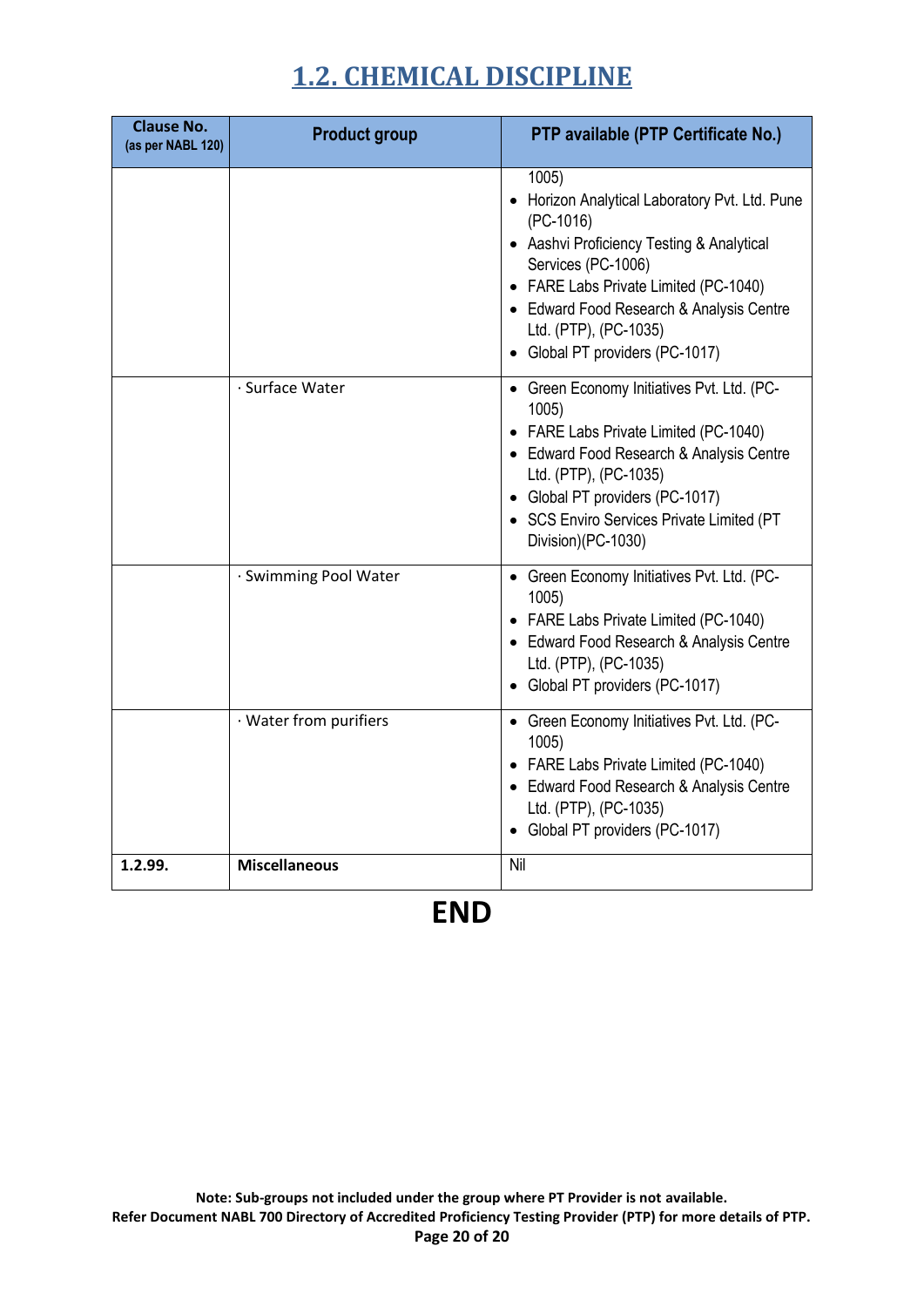# 1.2. CHEMICAL DISCIPLINE

| Clause No. (as per NABL 120) | Product group | PTP available (PTP Certificate No.) |
|---|---|---|
| | | 1005)<br>• Horizon Analytical Laboratory Pvt. Ltd. Pune (PC-1016)<br>• Aashvi Proficiency Testing & Analytical Services (PC-1006)<br>• FARE Labs Private Limited (PC-1040)<br>• Edward Food Research & Analysis Centre Ltd. (PTP), (PC-1035)<br>• Global PT providers (PC-1017) |
| | · Surface Water | • Green Economy Initiatives Pvt. Ltd. (PC-1005)<br>• FARE Labs Private Limited (PC-1040)<br>• Edward Food Research & Analysis Centre Ltd. (PTP), (PC-1035)<br>• Global PT providers (PC-1017)<br>• SCS Enviro Services Private Limited (PT Division)(PC-1030) |
| | · Swimming Pool Water | • Green Economy Initiatives Pvt. Ltd. (PC-1005)<br>• FARE Labs Private Limited (PC-1040)<br>• Edward Food Research & Analysis Centre Ltd. (PTP), (PC-1035)<br>• Global PT providers (PC-1017) |
| | · Water from purifiers | • Green Economy Initiatives Pvt. Ltd. (PC-1005)<br>• FARE Labs Private Limited (PC-1040)<br>• Edward Food Research & Analysis Centre Ltd. (PTP), (PC-1035)<br>• Global PT providers (PC-1017) |
| **1.2.99.** | **Miscellaneous** | Nil |

**END**

**Note: Sub-groups not included under the group where PT Provider is not available.**
**Refer Document NABL 700 Directory of Accredited Proficiency Testing Provider (PTP) for more details of PTP.**